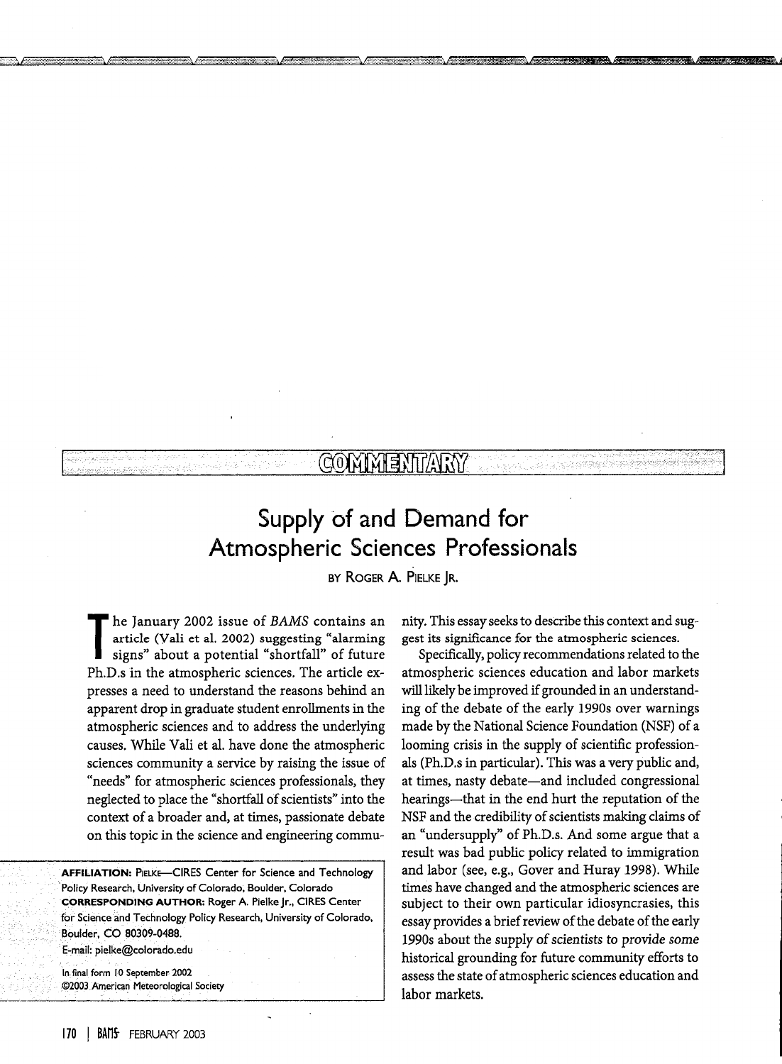COMMENTARY

# Supply of and Demand for Atmospheric Sciences Professionals

BY ROGER A. PIELKE JR.

The January 2002 issue of *BAMS* contains an article (Vali et al. 2002) suggesting "alarming signs" about a potential "shortfall" of future Ph.D.s in the atmospheric sciences. The article expresses a need to understand the reasons behind an apparent drop in graduate student enrollments in the atmospheric sciences and to address the underlying causes. While Vali et al. have done the atmospheric sciences community a service by raising the issue of "needs" for atmospheric sciences professionals, they neglected to place the "shortfall of scientists" into the context of a broader and, at times, passionate debate on this topic in the science and engineering community. This essay seeks to describe this context and suggest its significance for the atmospheric sciences.

Specifically, policy recommendations related to the atmospheric sciences education and labor markets will likely be improved if grounded in an understanding of the debate of the early 1990s over warnings made by the National Science Foundation (NSF) of a looming crisis in the supply of scientific professionals (Ph.D.s in particular). This was a very public and, at times, nasty debate—and included congressional hearings—that in the end hurt the reputation of the NSF and the credibility of scientists making claims of an "undersupply" of Ph.D.s. And some argue that a result was bad public policy related to immigration and labor (see, e.g., Gover and Huray 1998). While times have changed and the atmospheric sciences are subject to their own particular idiosyncrasies, this essay provides a brief review of the debate of the early 1990s about the supply of scientists to provide some historical grounding for future community efforts to assess the state of atmospheric sciences education and labor markets.

**AFFILIATION:** PIELKE—CIRES Center for Science and Technology Policy Research, University of Colorado, Boulder, Colorado
**CORRESPONDING AUTHOR:** Roger A. Pielke Jr., CIRES Center for Science and Technology Policy Research, University of Colorado, Boulder, CO 80309-0488.
E-mail: pielke@colorado.edu

In final form 10 September 2002
©2003 American Meteorological Society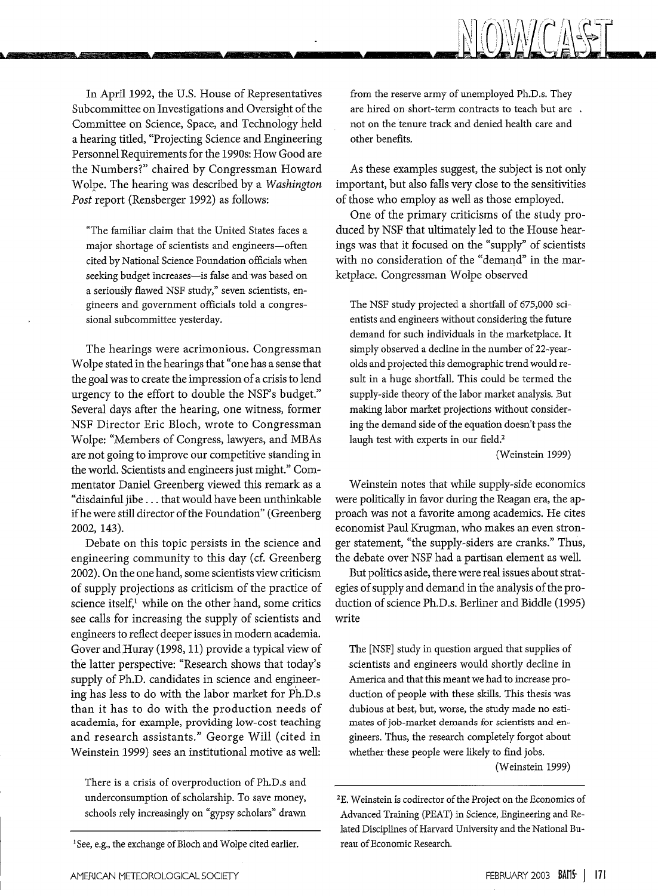In April 1992, the U.S. House of Representatives Subcommittee on Investigations and Oversight of the Committee on Science, Space, and Technology held a hearing titled, "Projecting Science and Engineering Personnel Requirements for the 1990s: How Good are the Numbers?" chaired by Congressman Howard Wolpe. The hearing was described by a *Washington Post* report (Rensberger 1992) as follows:

> "The familiar claim that the United States faces a major shortage of scientists and engineers—often cited by National Science Foundation officials when seeking budget increases—is false and was based on a seriously flawed NSF study," seven scientists, engineers and government officials told a congressional subcommittee yesterday.

The hearings were acrimonious. Congressman Wolpe stated in the hearings that "one has a sense that the goal was to create the impression of a crisis to lend urgency to the effort to double the NSF's budget." Several days after the hearing, one witness, former NSF Director Eric Bloch, wrote to Congressman Wolpe: "Members of Congress, lawyers, and MBAs are not going to improve our competitive standing in the world. Scientists and engineers just might." Commentator Daniel Greenberg viewed this remark as a "disdainful jibe . . . that would have been unthinkable if he were still director of the Foundation" (Greenberg 2002, 143).

Debate on this topic persists in the science and engineering community to this day (cf. Greenberg 2002). On the one hand, some scientists view criticism of supply projections as criticism of the practice of science itself,[1] while on the other hand, some critics see calls for increasing the supply of scientists and engineers to reflect deeper issues in modern academia. Gover and Huray (1998, 11) provide a typical view of the latter perspective: "Research shows that today's supply of Ph.D. candidates in science and engineering has less to do with the labor market for Ph.D.s than it has to do with the production needs of academia, for example, providing low-cost teaching and research assistants." George Will (cited in Weinstein 1999) sees an institutional motive as well:

> There is a crisis of overproduction of Ph.D.s and underconsumption of scholarship. To save money, schools rely increasingly on "gypsy scholars" drawn from the reserve army of unemployed Ph.D.s. They are hired on short-term contracts to teach but are not on the tenure track and denied health care and other benefits.

As these examples suggest, the subject is not only important, but also falls very close to the sensitivities of those who employ as well as those employed.

One of the primary criticisms of the study produced by NSF that ultimately led to the House hearings was that it focused on the "supply" of scientists with no consideration of the "demand" in the marketplace. Congressman Wolpe observed

> The NSF study projected a shortfall of 675,000 scientists and engineers without considering the future demand for such individuals in the marketplace. It simply observed a decline in the number of 22-year-olds and projected this demographic trend would result in a huge shortfall. This could be termed the supply-side theory of the labor market analysis. But making labor market projections without considering the demand side of the equation doesn't pass the laugh test with experts in our field.[2]
>
> (Weinstein 1999)

Weinstein notes that while supply-side economics were politically in favor during the Reagan era, the approach was not a favorite among academics. He cites economist Paul Krugman, who makes an even stronger statement, "the supply-siders are cranks." Thus, the debate over NSF had a partisan element as well.

But politics aside, there were real issues about strategies of supply and demand in the analysis of the production of science Ph.D.s. Berliner and Biddle (1995) write

> The [NSF] study in question argued that supplies of scientists and engineers would shortly decline in America and that this meant we had to increase production of people with these skills. This thesis was dubious at best, but, worse, the study made no estimates of job-market demands for scientists and engineers. Thus, the research completely forgot about whether these people were likely to find jobs.
>
> (Weinstein 1999)

---

[1] See, e.g., the exchange of Bloch and Wolpe cited earlier.

[2] E. Weinstein is codirector of the Project on the Economics of Advanced Training (PEAT) in Science, Engineering and Related Disciplines of Harvard University and the National Bureau of Economic Research.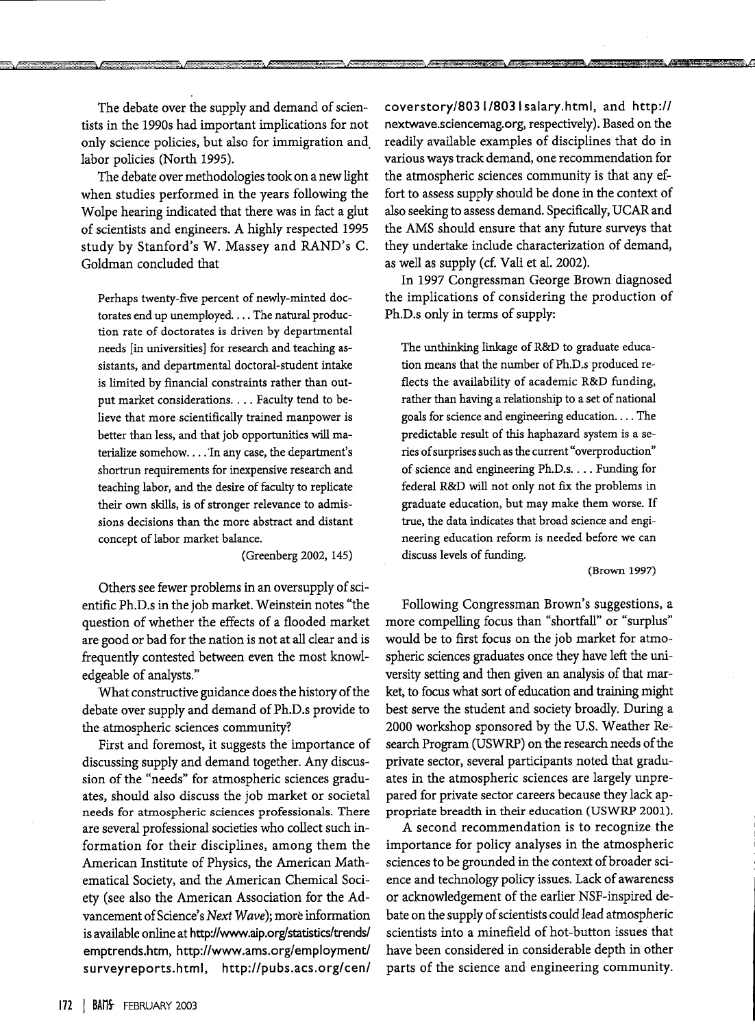The debate over the supply and demand of scientists in the 1990s had important implications for not only science policies, but also for immigration and labor policies (North 1995).

The debate over methodologies took on a new light when studies performed in the years following the Wolpe hearing indicated that there was in fact a glut of scientists and engineers. A highly respected 1995 study by Stanford's W. Massey and RAND's C. Goldman concluded that

> Perhaps twenty-five percent of newly-minted doctorates end up unemployed. . . . The natural production rate of doctorates is driven by departmental needs [in universities] for research and teaching assistants, and departmental doctoral-student intake is limited by financial constraints rather than output market considerations. . . . Faculty tend to believe that more scientifically trained manpower is better than less, and that job opportunities will materialize somehow. . . . In any case, the department's shortrun requirements for inexpensive research and teaching labor, and the desire of faculty to replicate their own skills, is of stronger relevance to admissions decisions than the more abstract and distant concept of labor market balance.
>
> (Greenberg 2002, 145)

Others see fewer problems in an oversupply of scientific Ph.D.s in the job market. Weinstein notes "the question of whether the effects of a flooded market are good or bad for the nation is not at all clear and is frequently contested between even the most knowledgeable of analysts."

What constructive guidance does the history of the debate over supply and demand of Ph.D.s provide to the atmospheric sciences community?

First and foremost, it suggests the importance of discussing supply and demand together. Any discussion of the "needs" for atmospheric sciences graduates, should also discuss the job market or societal needs for atmospheric sciences professionals. There are several professional societies who collect such information for their disciplines, among them the American Institute of Physics, the American Mathematical Society, and the American Chemical Society (see also the American Association for the Advancement of Science's *Next Wave*); more information is available online at http://www.aip.org/statistics/trends/emptrends.htm, http://www.ams.org/employment/surveyreports.html, http://pubs.acs.org/cen/coverstory/8031/8031salary.html, and http://nextwave.sciencemag.org, respectively). Based on the readily available examples of disciplines that do in various ways track demand, one recommendation for the atmospheric sciences community is that any effort to assess supply should be done in the context of also seeking to assess demand. Specifically, UCAR and the AMS should ensure that any future surveys that they undertake include characterization of demand, as well as supply (cf. Vali et al. 2002).

In 1997 Congressman George Brown diagnosed the implications of considering the production of Ph.D.s only in terms of supply:

> The unthinking linkage of R&D to graduate education means that the number of Ph.D.s produced reflects the availability of academic R&D funding, rather than having a relationship to a set of national goals for science and engineering education. . . . The predictable result of this haphazard system is a series of surprises such as the current "overproduction" of science and engineering Ph.D.s. . . . Funding for federal R&D will not only not fix the problems in graduate education, but may make them worse. If true, the data indicates that broad science and engineering education reform is needed before we can discuss levels of funding.
>
> (Brown 1997)

Following Congressman Brown's suggestions, a more compelling focus than "shortfall" or "surplus" would be to first focus on the job market for atmospheric sciences graduates once they have left the university setting and then given an analysis of that market, to focus what sort of education and training might best serve the student and society broadly. During a 2000 workshop sponsored by the U.S. Weather Research Program (USWRP) on the research needs of the private sector, several participants noted that graduates in the atmospheric sciences are largely unprepared for private sector careers because they lack appropriate breadth in their education (USWRP 2001).

A second recommendation is to recognize the importance for policy analyses in the atmospheric sciences to be grounded in the context of broader science and technology policy issues. Lack of awareness or acknowledgement of the earlier NSF-inspired debate on the supply of scientists could lead atmospheric scientists into a minefield of hot-button issues that have been considered in considerable depth in other parts of the science and engineering community.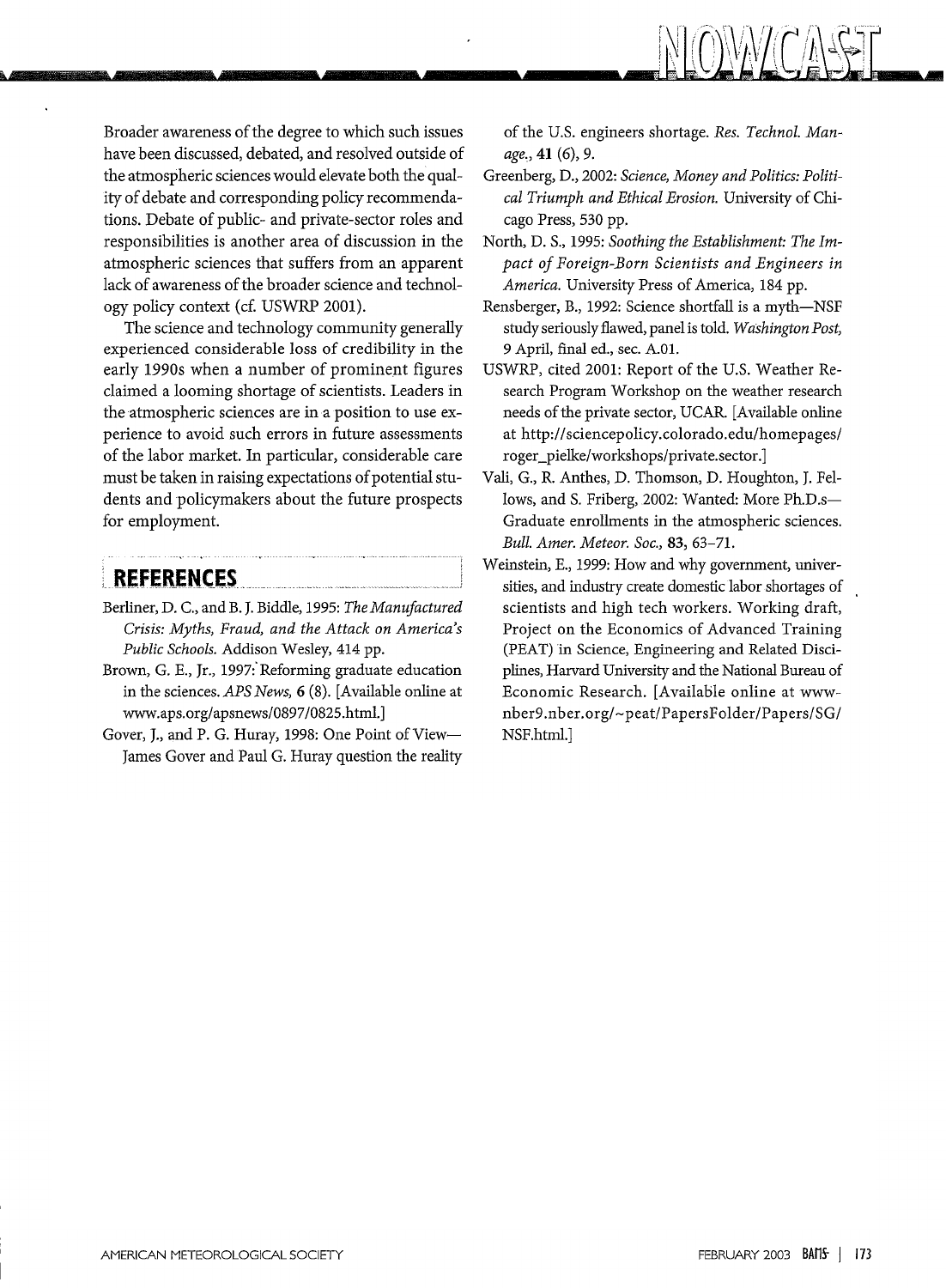Broader awareness of the degree to which such issues have been discussed, debated, and resolved outside of the atmospheric sciences would elevate both the quality of debate and corresponding policy recommendations. Debate of public- and private-sector roles and responsibilities is another area of discussion in the atmospheric sciences that suffers from an apparent lack of awareness of the broader science and technology policy context (cf. USWRP 2001).

The science and technology community generally experienced considerable loss of credibility in the early 1990s when a number of prominent figures claimed a looming shortage of scientists. Leaders in the atmospheric sciences are in a position to use experience to avoid such errors in future assessments of the labor market. In particular, considerable care must be taken in raising expectations of potential students and policymakers about the future prospects for employment.

## REFERENCES

Berliner, D. C., and B. J. Biddle, 1995: *The Manufactured Crisis: Myths, Fraud, and the Attack on America's Public Schools.* Addison Wesley, 414 pp.

Brown, G. E., Jr., 1997: Reforming graduate education in the sciences. *APS News,* **6** (8). [Available online at www.aps.org/apsnews/0897/0825.html.]

Gover, J., and P. G. Huray, 1998: One Point of View—James Gover and Paul G. Huray question the reality of the U.S. engineers shortage. *Res. Technol. Manage.,* **41** (6), 9.

Greenberg, D., 2002: *Science, Money and Politics: Political Triumph and Ethical Erosion.* University of Chicago Press, 530 pp.

North, D. S., 1995: *Soothing the Establishment: The Impact of Foreign-Born Scientists and Engineers in America.* University Press of America, 184 pp.

Rensberger, B., 1992: Science shortfall is a myth—NSF study seriously flawed, panel is told. *Washington Post,* 9 April, final ed., sec. A.01.

USWRP, cited 2001: Report of the U.S. Weather Research Program Workshop on the weather research needs of the private sector, UCAR. [Available online at http://sciencepolicy.colorado.edu/homepages/roger_pielke/workshops/private.sector.]

Vali, G., R. Anthes, D. Thomson, D. Houghton, J. Fellows, and S. Friberg, 2002: Wanted: More Ph.D.s—Graduate enrollments in the atmospheric sciences. *Bull. Amer. Meteor. Soc.,* **83,** 63–71.

Weinstein, E., 1999: How and why government, universities, and industry create domestic labor shortages of scientists and high tech workers. Working draft, Project on the Economics of Advanced Training (PEAT) in Science, Engineering and Related Disciplines, Harvard University and the National Bureau of Economic Research. [Available online at www-nber9.nber.org/~peat/PapersFolder/Papers/SG/NSF.html.]